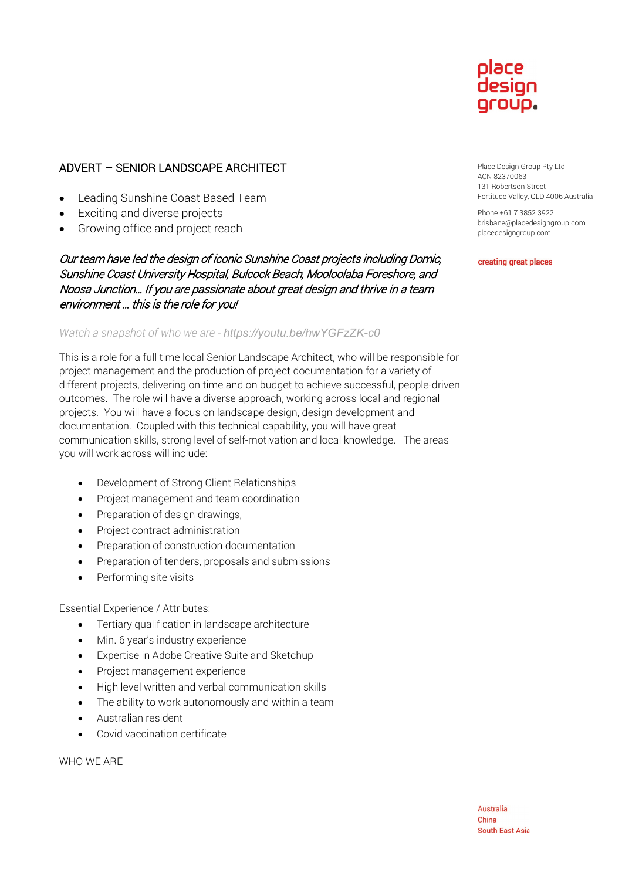place design group.

Place Design Group Pty Ltd
ACN 82370063
131 Robertson Street
Fortitude Valley, QLD 4006 Australia

Phone +61 7 3852 3922
brisbane@placedesigngroup.com
placedesigngroup.com

creating great places

# ADVERT – SENIOR LANDSCAPE ARCHITECT

- Leading Sunshine Coast Based Team
- Exciting and diverse projects
- Growing office and project reach

*Our team have led the design of iconic Sunshine Coast projects including Domic, Sunshine Coast University Hospital, Bulcock Beach, Mooloolaba Foreshore, and Noosa Junction… If you are passionate about great design and thrive in a team environment … this is the role for you!*

*Watch a snapshot of who we are - https://youtu.be/hwYGFzZK-c0*

This is a role for a full time local Senior Landscape Architect, who will be responsible for project management and the production of project documentation for a variety of different projects, delivering on time and on budget to achieve successful, people-driven outcomes. The role will have a diverse approach, working across local and regional projects. You will have a focus on landscape design, design development and documentation. Coupled with this technical capability, you will have great communication skills, strong level of self-motivation and local knowledge. The areas you will work across will include:

- Development of Strong Client Relationships
- Project management and team coordination
- Preparation of design drawings,
- Project contract administration
- Preparation of construction documentation
- Preparation of tenders, proposals and submissions
- Performing site visits

Essential Experience / Attributes:

- Tertiary qualification in landscape architecture
- Min. 6 year's industry experience
- Expertise in Adobe Creative Suite and Sketchup
- Project management experience
- High level written and verbal communication skills
- The ability to work autonomously and within a team
- Australian resident
- Covid vaccination certificate

WHO WE ARE

Australia
China
South East Asia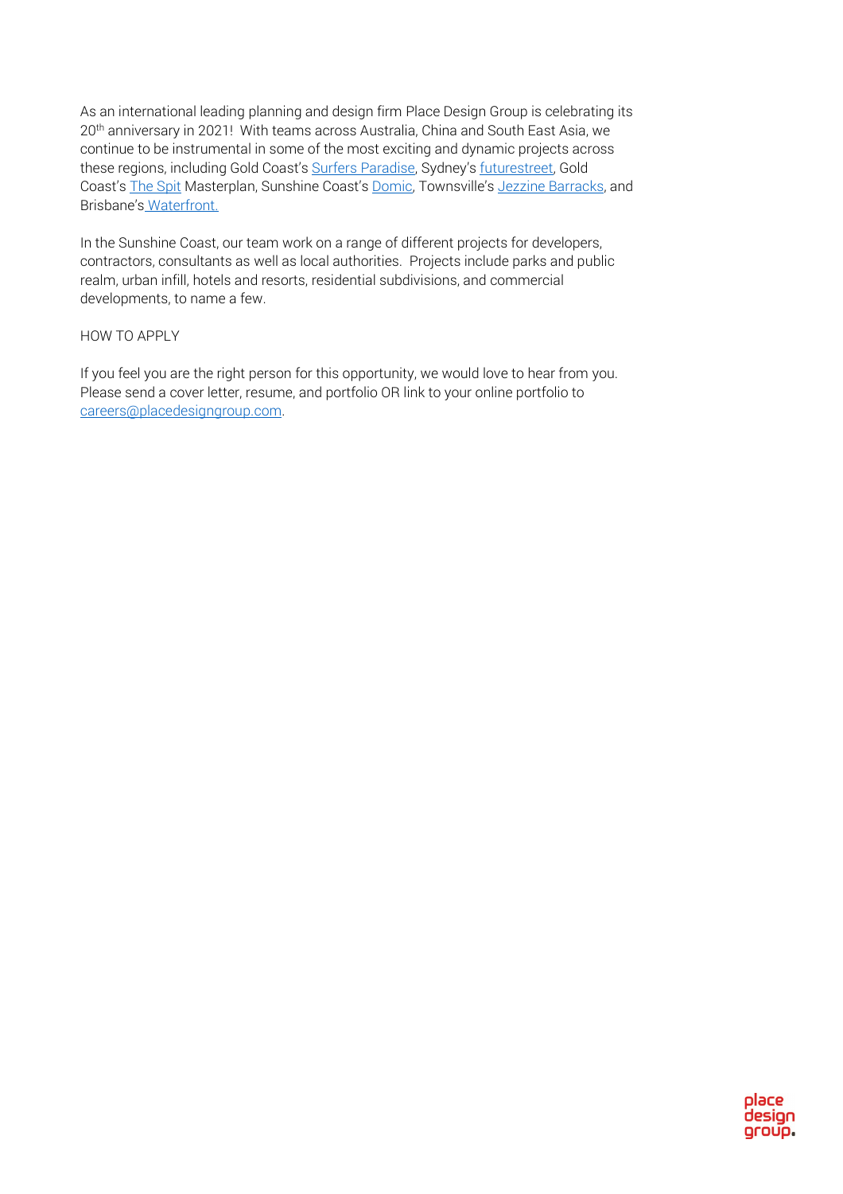As an international leading planning and design firm Place Design Group is celebrating its 20th anniversary in 2021! With teams across Australia, China and South East Asia, we continue to be instrumental in some of the most exciting and dynamic projects across these regions, including Gold Coast's Surfers Paradise, Sydney's futurestreet, Gold Coast's The Spit Masterplan, Sunshine Coast's Domic, Townsville's Jezzine Barracks, and Brisbane's Waterfront.

In the Sunshine Coast, our team work on a range of different projects for developers, contractors, consultants as well as local authorities. Projects include parks and public realm, urban infill, hotels and resorts, residential subdivisions, and commercial developments, to name a few.

HOW TO APPLY

If you feel you are the right person for this opportunity, we would love to hear from you. Please send a cover letter, resume, and portfolio OR link to your online portfolio to careers@placedesigngroup.com.